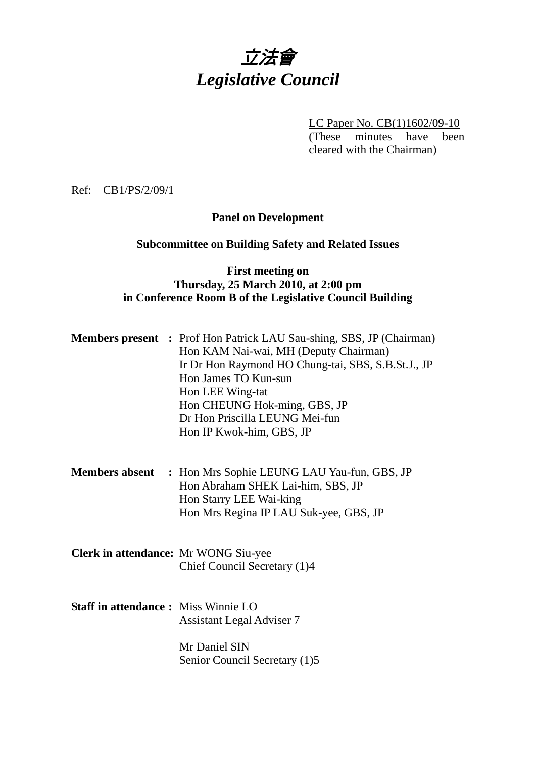# *立法會*
# *Legislative Council*

LC Paper No. CB(1)1602/09-10
(These minutes have been cleared with the Chairman)

Ref: CB1/PS/2/09/1

**Panel on Development**

**Subcommittee on Building Safety and Related Issues**

**First meeting on**
**Thursday, 25 March 2010, at 2:00 pm**
**in Conference Room B of the Legislative Council Building**

**Members present :** Prof Hon Patrick LAU Sau-shing, SBS, JP (Chairman)
Hon KAM Nai-wai, MH (Deputy Chairman)
Ir Dr Hon Raymond HO Chung-tai, SBS, S.B.St.J., JP
Hon James TO Kun-sun
Hon LEE Wing-tat
Hon CHEUNG Hok-ming, GBS, JP
Dr Hon Priscilla LEUNG Mei-fun
Hon IP Kwok-him, GBS, JP

**Members absent :** Hon Mrs Sophie LEUNG LAU Yau-fun, GBS, JP
Hon Abraham SHEK Lai-him, SBS, JP
Hon Starry LEE Wai-king
Hon Mrs Regina IP LAU Suk-yee, GBS, JP

**Clerk in attendance:** Mr WONG Siu-yee
Chief Council Secretary (1)4

**Staff in attendance :** Miss Winnie LO
Assistant Legal Adviser 7

Mr Daniel SIN
Senior Council Secretary (1)5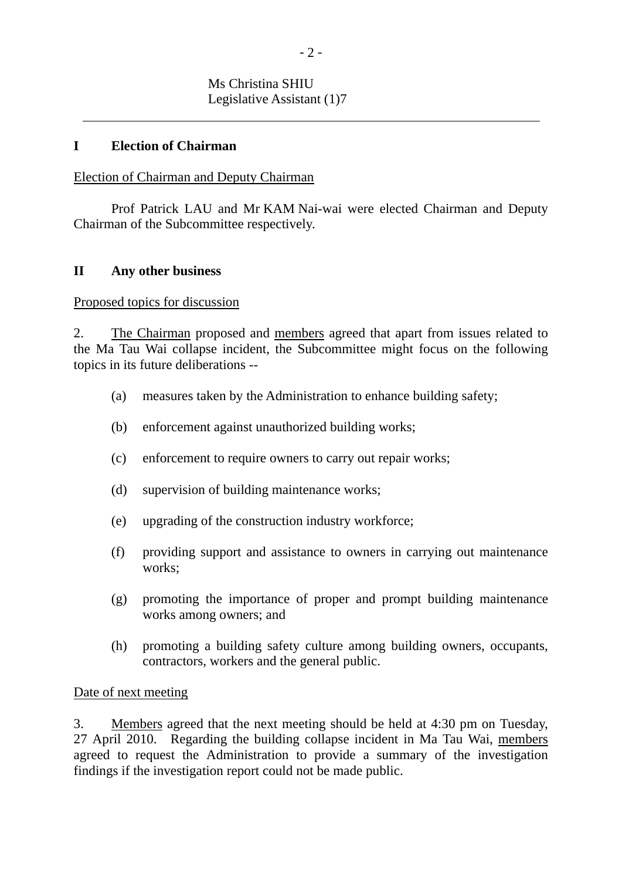Ms Christina SHIU
Legislative Assistant (1)7

---

## I Election of Chairman

Election of Chairman and Deputy Chairman

Prof Patrick LAU and Mr KAM Nai-wai were elected Chairman and Deputy Chairman of the Subcommittee respectively.

## II Any other business

Proposed topics for discussion

2. The Chairman proposed and members agreed that apart from issues related to the Ma Tau Wai collapse incident, the Subcommittee might focus on the following topics in its future deliberations --

(a) measures taken by the Administration to enhance building safety;

(b) enforcement against unauthorized building works;

(c) enforcement to require owners to carry out repair works;

(d) supervision of building maintenance works;

(e) upgrading of the construction industry workforce;

(f) providing support and assistance to owners in carrying out maintenance works;

(g) promoting the importance of proper and prompt building maintenance works among owners; and

(h) promoting a building safety culture among building owners, occupants, contractors, workers and the general public.

Date of next meeting

3. Members agreed that the next meeting should be held at 4:30 pm on Tuesday, 27 April 2010. Regarding the building collapse incident in Ma Tau Wai, members agreed to request the Administration to provide a summary of the investigation findings if the investigation report could not be made public.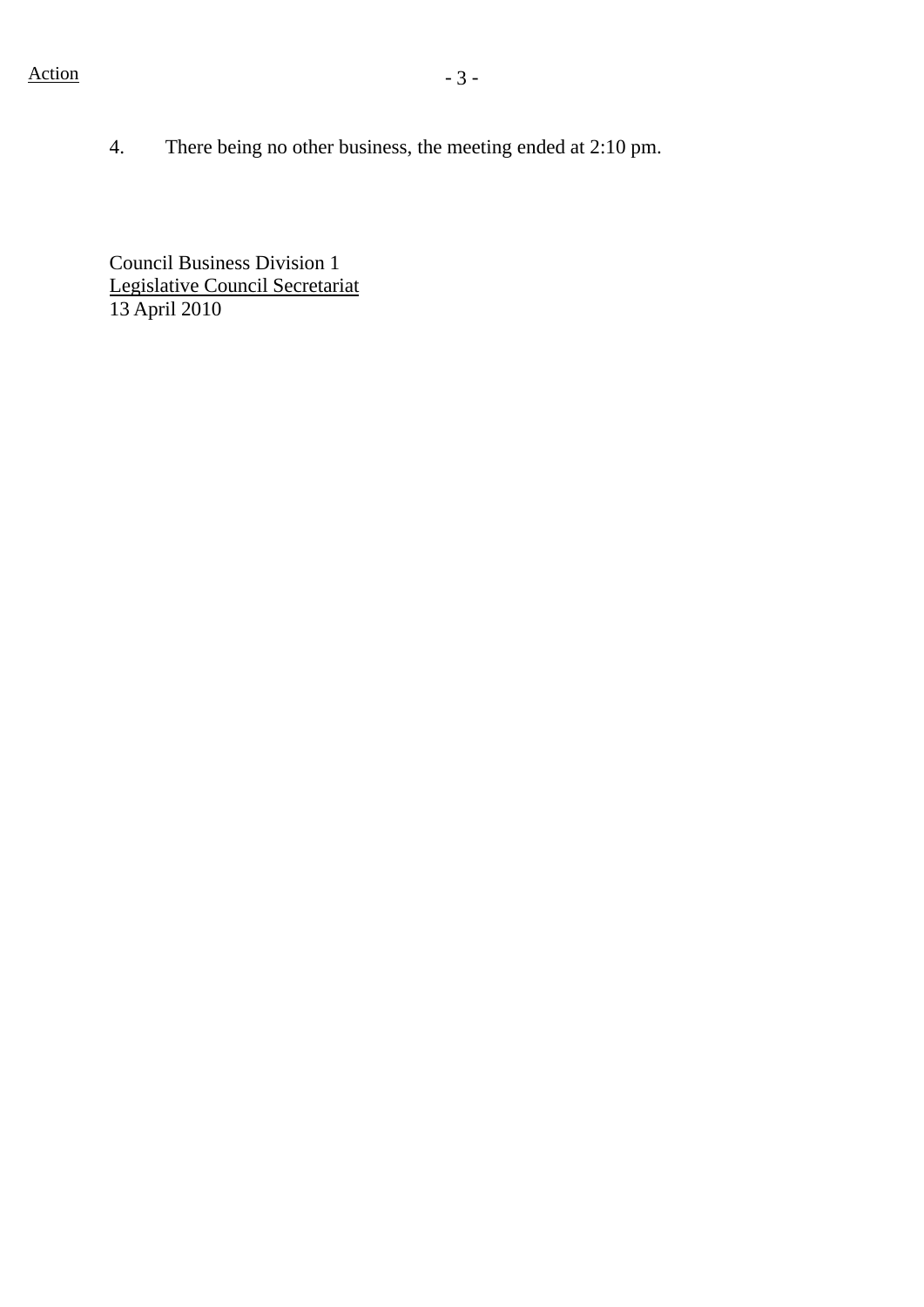4. There being no other business, the meeting ended at 2:10 pm.

Council Business Division 1
Legislative Council Secretariat
13 April 2010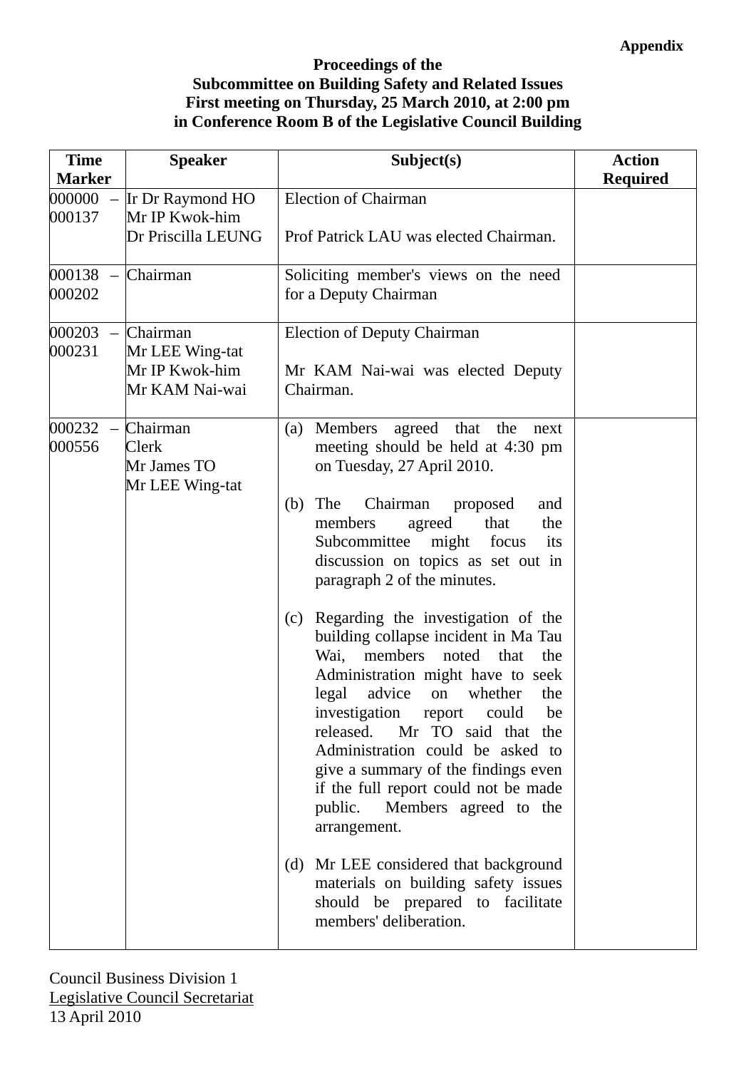**Appendix**

**Proceedings of the**
**Subcommittee on Building Safety and Related Issues**
**First meeting on Thursday, 25 March 2010, at 2:00 pm**
**in Conference Room B of the Legislative Council Building**

| Time Marker | Speaker | Subject(s) | Action Required |
|---|---|---|---|
| 000000 – 000137 | Ir Dr Raymond HO<br>Mr IP Kwok-him<br>Dr Priscilla LEUNG | Election of Chairman<br><br>Prof Patrick LAU was elected Chairman. | |
| 000138 – 000202 | Chairman | Soliciting member's views on the need for a Deputy Chairman | |
| 000203 – 000231 | Chairman<br>Mr LEE Wing-tat<br>Mr IP Kwok-him<br>Mr KAM Nai-wai | Election of Deputy Chairman<br><br>Mr KAM Nai-wai was elected Deputy Chairman. | |
| 000232 – 000556 | Chairman<br>Clerk<br>Mr James TO<br>Mr LEE Wing-tat | (a) Members agreed that the next meeting should be held at 4:30 pm on Tuesday, 27 April 2010.<br><br>(b) The Chairman proposed and members agreed that the Subcommittee might focus its discussion on topics as set out in paragraph 2 of the minutes.<br><br>(c) Regarding the investigation of the building collapse incident in Ma Tau Wai, members noted that the Administration might have to seek legal advice on whether the investigation report could be released. Mr TO said that the Administration could be asked to give a summary of the findings even if the full report could not be made public. Members agreed to the arrangement.<br><br>(d) Mr LEE considered that background materials on building safety issues should be prepared to facilitate members' deliberation. | |

Council Business Division 1
Legislative Council Secretariat
13 April 2010